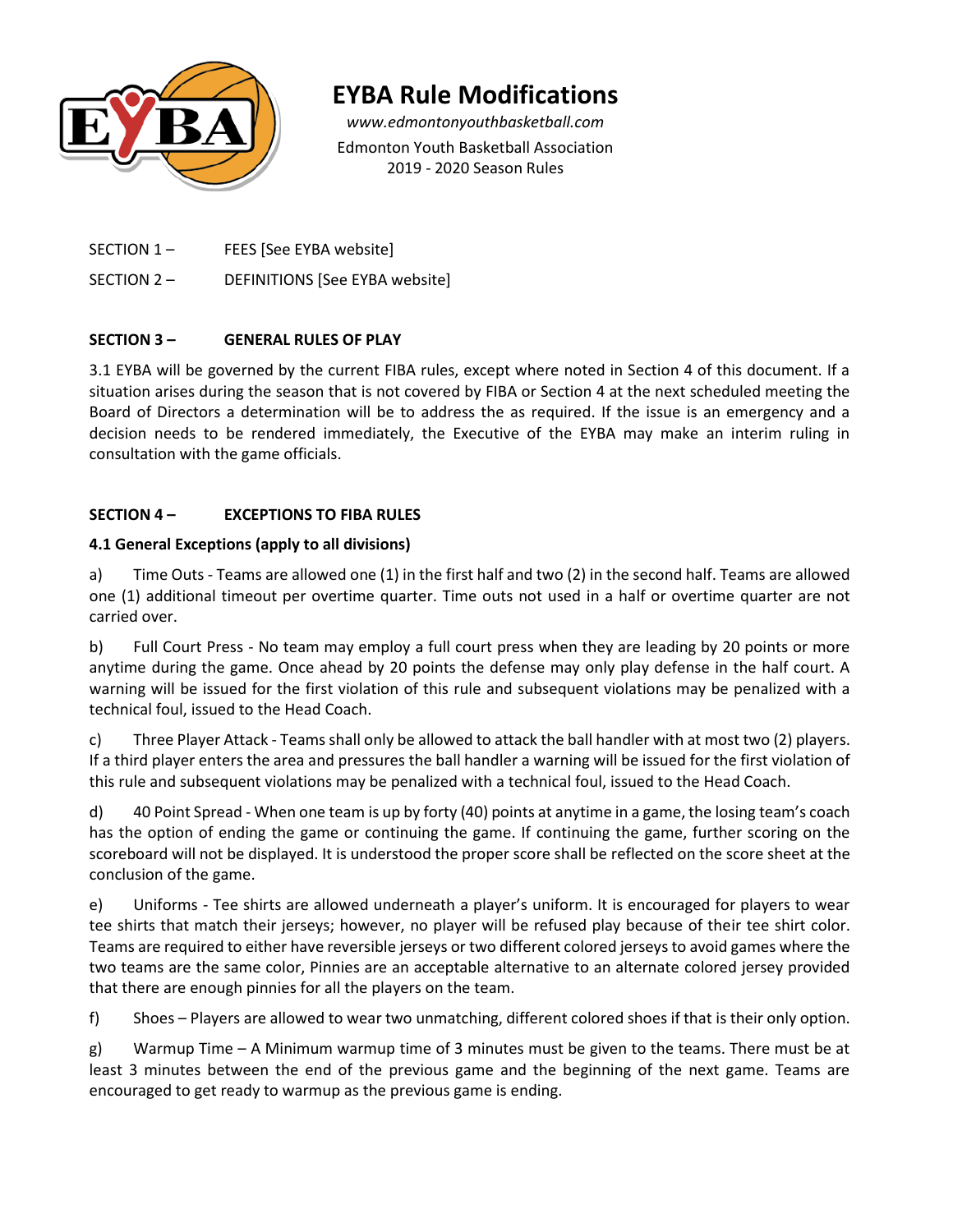# EYBA Rule Modifications

*www.edmontonyouthbasketball.com*

Edmonton Youth Basketball Association

2019 - 2020 Season Rules

SECTION 1 – FEES [See EYBA website]

SECTION 2 – DEFINITIONS [See EYBA website]

## SECTION 3 – GENERAL RULES OF PLAY

3.1 EYBA will be governed by the current FIBA rules, except where noted in Section 4 of this document. If a situation arises during the season that is not covered by FIBA or Section 4 at the next scheduled meeting the Board of Directors a determination will be to address the as required. If the issue is an emergency and a decision needs to be rendered immediately, the Executive of the EYBA may make an interim ruling in consultation with the game officials.

## SECTION 4 – EXCEPTIONS TO FIBA RULES

### 4.1 General Exceptions (apply to all divisions)

a) Time Outs - Teams are allowed one (1) in the first half and two (2) in the second half. Teams are allowed one (1) additional timeout per overtime quarter. Time outs not used in a half or overtime quarter are not carried over.

b) Full Court Press - No team may employ a full court press when they are leading by 20 points or more anytime during the game. Once ahead by 20 points the defense may only play defense in the half court. A warning will be issued for the first violation of this rule and subsequent violations may be penalized with a technical foul, issued to the Head Coach.

c) Three Player Attack - Teams shall only be allowed to attack the ball handler with at most two (2) players. If a third player enters the area and pressures the ball handler a warning will be issued for the first violation of this rule and subsequent violations may be penalized with a technical foul, issued to the Head Coach.

d) 40 Point Spread - When one team is up by forty (40) points at anytime in a game, the losing team's coach has the option of ending the game or continuing the game. If continuing the game, further scoring on the scoreboard will not be displayed. It is understood the proper score shall be reflected on the score sheet at the conclusion of the game.

e) Uniforms - Tee shirts are allowed underneath a player's uniform. It is encouraged for players to wear tee shirts that match their jerseys; however, no player will be refused play because of their tee shirt color. Teams are required to either have reversible jerseys or two different colored jerseys to avoid games where the two teams are the same color, Pinnies are an acceptable alternative to an alternate colored jersey provided that there are enough pinnies for all the players on the team.

f) Shoes – Players are allowed to wear two unmatching, different colored shoes if that is their only option.

g) Warmup Time – A Minimum warmup time of 3 minutes must be given to the teams. There must be at least 3 minutes between the end of the previous game and the beginning of the next game. Teams are encouraged to get ready to warmup as the previous game is ending.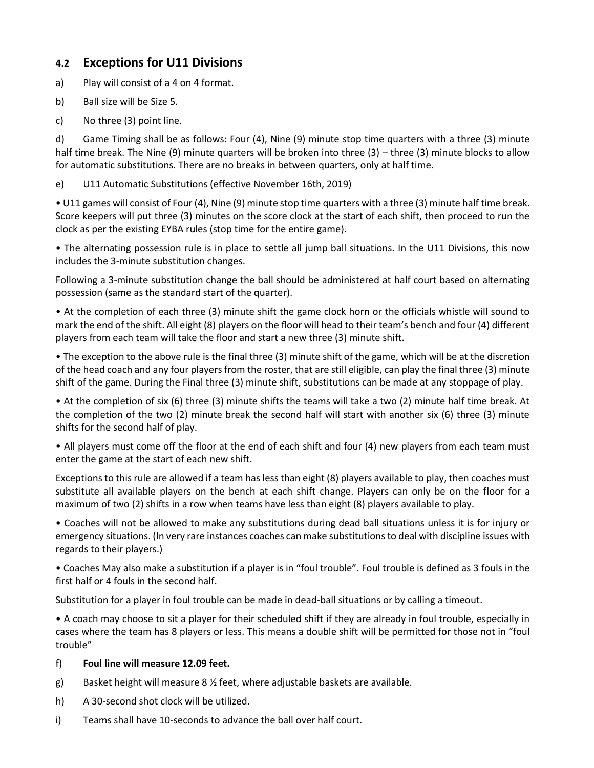## 4.2 Exceptions for U11 Divisions

a) Play will consist of a 4 on 4 format.

b) Ball size will be Size 5.

c) No three (3) point line.

d) Game Timing shall be as follows: Four (4), Nine (9) minute stop time quarters with a three (3) minute half time break. The Nine (9) minute quarters will be broken into three (3) – three (3) minute blocks to allow for automatic substitutions. There are no breaks in between quarters, only at half time.

e) U11 Automatic Substitutions (effective November 16th, 2019)

• U11 games will consist of Four (4), Nine (9) minute stop time quarters with a three (3) minute half time break. Score keepers will put three (3) minutes on the score clock at the start of each shift, then proceed to run the clock as per the existing EYBA rules (stop time for the entire game).

• The alternating possession rule is in place to settle all jump ball situations. In the U11 Divisions, this now includes the 3-minute substitution changes.

Following a 3-minute substitution change the ball should be administered at half court based on alternating possession (same as the standard start of the quarter).

• At the completion of each three (3) minute shift the game clock horn or the officials whistle will sound to mark the end of the shift. All eight (8) players on the floor will head to their team's bench and four (4) different players from each team will take the floor and start a new three (3) minute shift.

• The exception to the above rule is the final three (3) minute shift of the game, which will be at the discretion of the head coach and any four players from the roster, that are still eligible, can play the final three (3) minute shift of the game. During the Final three (3) minute shift, substitutions can be made at any stoppage of play.

• At the completion of six (6) three (3) minute shifts the teams will take a two (2) minute half time break. At the completion of the two (2) minute break the second half will start with another six (6) three (3) minute shifts for the second half of play.

• All players must come off the floor at the end of each shift and four (4) new players from each team must enter the game at the start of each new shift.

Exceptions to this rule are allowed if a team has less than eight (8) players available to play, then coaches must substitute all available players on the bench at each shift change. Players can only be on the floor for a maximum of two (2) shifts in a row when teams have less than eight (8) players available to play.

• Coaches will not be allowed to make any substitutions during dead ball situations unless it is for injury or emergency situations. (In very rare instances coaches can make substitutions to deal with discipline issues with regards to their players.)

• Coaches May also make a substitution if a player is in "foul trouble". Foul trouble is defined as 3 fouls in the first half or 4 fouls in the second half.

Substitution for a player in foul trouble can be made in dead-ball situations or by calling a timeout.

• A coach may choose to sit a player for their scheduled shift if they are already in foul trouble, especially in cases where the team has 8 players or less. This means a double shift will be permitted for those not in "foul trouble"

f) **Foul line will measure 12.09 feet.**

g) Basket height will measure 8 ½ feet, where adjustable baskets are available.

h) A 30-second shot clock will be utilized.

i) Teams shall have 10-seconds to advance the ball over half court.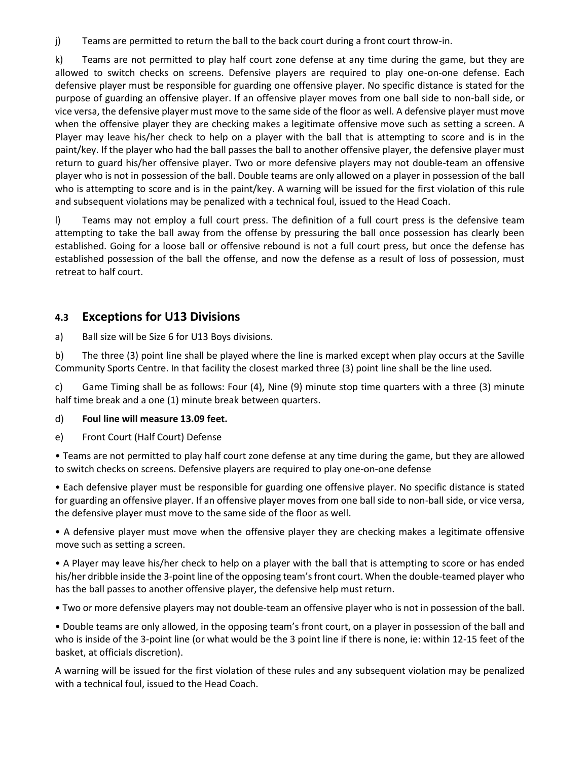j) Teams are permitted to return the ball to the back court during a front court throw-in.

k) Teams are not permitted to play half court zone defense at any time during the game, but they are allowed to switch checks on screens. Defensive players are required to play one-on-one defense. Each defensive player must be responsible for guarding one offensive player. No specific distance is stated for the purpose of guarding an offensive player. If an offensive player moves from one ball side to non-ball side, or vice versa, the defensive player must move to the same side of the floor as well. A defensive player must move when the offensive player they are checking makes a legitimate offensive move such as setting a screen. A Player may leave his/her check to help on a player with the ball that is attempting to score and is in the paint/key. If the player who had the ball passes the ball to another offensive player, the defensive player must return to guard his/her offensive player. Two or more defensive players may not double-team an offensive player who is not in possession of the ball. Double teams are only allowed on a player in possession of the ball who is attempting to score and is in the paint/key. A warning will be issued for the first violation of this rule and subsequent violations may be penalized with a technical foul, issued to the Head Coach.

l) Teams may not employ a full court press. The definition of a full court press is the defensive team attempting to take the ball away from the offense by pressuring the ball once possession has clearly been established. Going for a loose ball or offensive rebound is not a full court press, but once the defense has established possession of the ball the offense, and now the defense as a result of loss of possession, must retreat to half court.

## 4.3 Exceptions for U13 Divisions

a) Ball size will be Size 6 for U13 Boys divisions.

b) The three (3) point line shall be played where the line is marked except when play occurs at the Saville Community Sports Centre. In that facility the closest marked three (3) point line shall be the line used.

c) Game Timing shall be as follows: Four (4), Nine (9) minute stop time quarters with a three (3) minute half time break and a one (1) minute break between quarters.

d) **Foul line will measure 13.09 feet.**

e) Front Court (Half Court) Defense

- Teams are not permitted to play half court zone defense at any time during the game, but they are allowed to switch checks on screens. Defensive players are required to play one-on-one defense
- Each defensive player must be responsible for guarding one offensive player. No specific distance is stated for guarding an offensive player. If an offensive player moves from one ball side to non-ball side, or vice versa, the defensive player must move to the same side of the floor as well.
- A defensive player must move when the offensive player they are checking makes a legitimate offensive move such as setting a screen.
- A Player may leave his/her check to help on a player with the ball that is attempting to score or has ended his/her dribble inside the 3-point line of the opposing team's front court. When the double-teamed player who has the ball passes to another offensive player, the defensive help must return.
- Two or more defensive players may not double-team an offensive player who is not in possession of the ball.
- Double teams are only allowed, in the opposing team's front court, on a player in possession of the ball and who is inside of the 3-point line (or what would be the 3 point line if there is none, ie: within 12-15 feet of the basket, at officials discretion).

A warning will be issued for the first violation of these rules and any subsequent violation may be penalized with a technical foul, issued to the Head Coach.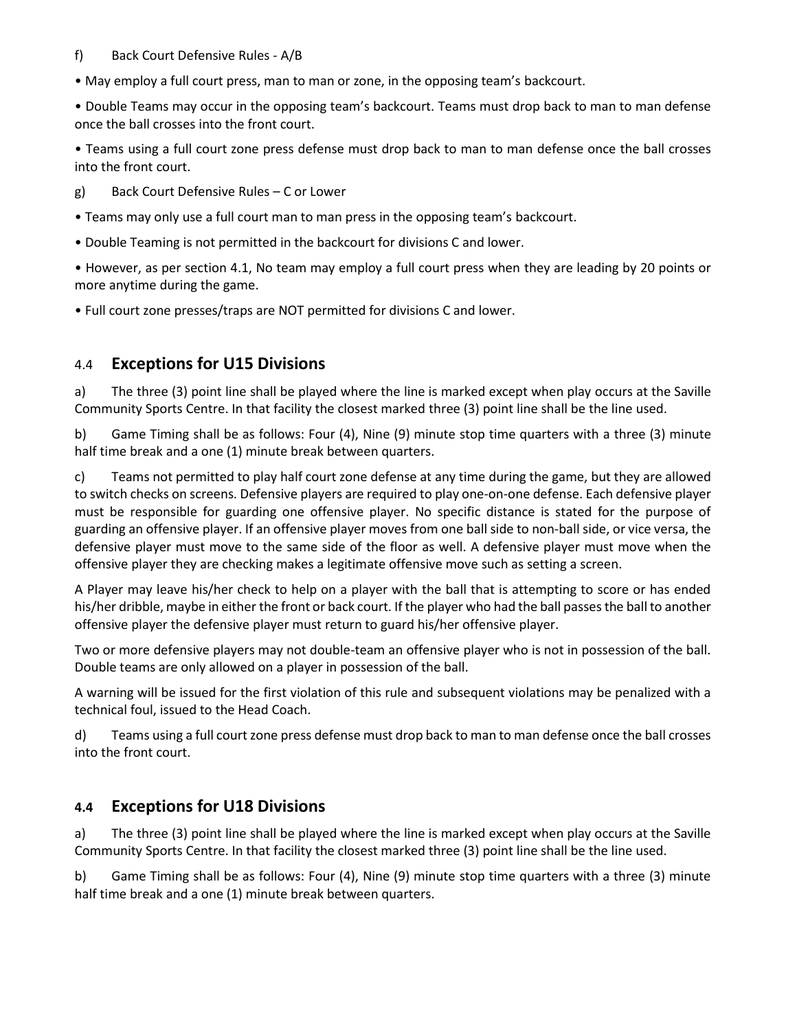f) Back Court Defensive Rules - A/B

• May employ a full court press, man to man or zone, in the opposing team's backcourt.

• Double Teams may occur in the opposing team's backcourt. Teams must drop back to man to man defense once the ball crosses into the front court.

• Teams using a full court zone press defense must drop back to man to man defense once the ball crosses into the front court.

g) Back Court Defensive Rules – C or Lower

• Teams may only use a full court man to man press in the opposing team's backcourt.

• Double Teaming is not permitted in the backcourt for divisions C and lower.

• However, as per section 4.1, No team may employ a full court press when they are leading by 20 points or more anytime during the game.

• Full court zone presses/traps are NOT permitted for divisions C and lower.

## 4.4 Exceptions for U15 Divisions

a) The three (3) point line shall be played where the line is marked except when play occurs at the Saville Community Sports Centre. In that facility the closest marked three (3) point line shall be the line used.

b) Game Timing shall be as follows: Four (4), Nine (9) minute stop time quarters with a three (3) minute half time break and a one (1) minute break between quarters.

c) Teams not permitted to play half court zone defense at any time during the game, but they are allowed to switch checks on screens. Defensive players are required to play one-on-one defense. Each defensive player must be responsible for guarding one offensive player. No specific distance is stated for the purpose of guarding an offensive player. If an offensive player moves from one ball side to non-ball side, or vice versa, the defensive player must move to the same side of the floor as well. A defensive player must move when the offensive player they are checking makes a legitimate offensive move such as setting a screen.

A Player may leave his/her check to help on a player with the ball that is attempting to score or has ended his/her dribble, maybe in either the front or back court. If the player who had the ball passes the ball to another offensive player the defensive player must return to guard his/her offensive player.

Two or more defensive players may not double-team an offensive player who is not in possession of the ball. Double teams are only allowed on a player in possession of the ball.

A warning will be issued for the first violation of this rule and subsequent violations may be penalized with a technical foul, issued to the Head Coach.

d) Teams using a full court zone press defense must drop back to man to man defense once the ball crosses into the front court.

## 4.4 Exceptions for U18 Divisions

a) The three (3) point line shall be played where the line is marked except when play occurs at the Saville Community Sports Centre. In that facility the closest marked three (3) point line shall be the line used.

b) Game Timing shall be as follows: Four (4), Nine (9) minute stop time quarters with a three (3) minute half time break and a one (1) minute break between quarters.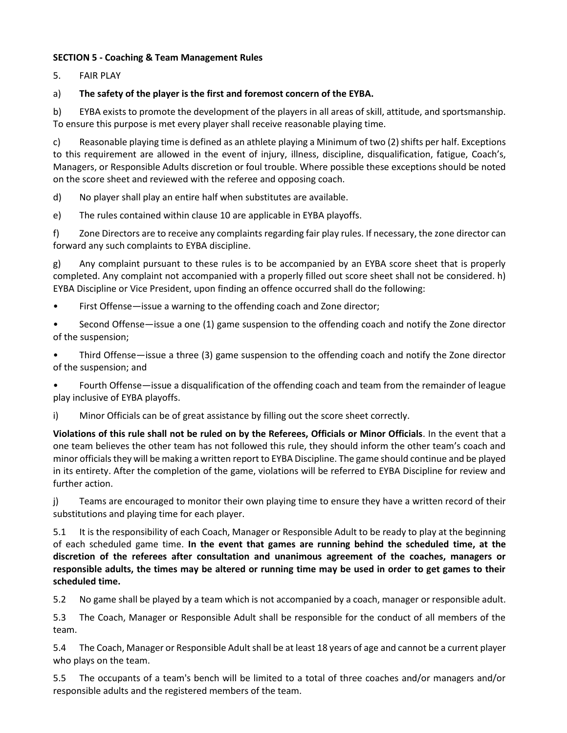**SECTION 5 - Coaching & Team Management Rules**

5. FAIR PLAY

a) **The safety of the player is the first and foremost concern of the EYBA.**

b) EYBA exists to promote the development of the players in all areas of skill, attitude, and sportsmanship. To ensure this purpose is met every player shall receive reasonable playing time.

c) Reasonable playing time is defined as an athlete playing a Minimum of two (2) shifts per half. Exceptions to this requirement are allowed in the event of injury, illness, discipline, disqualification, fatigue, Coach's, Managers, or Responsible Adults discretion or foul trouble. Where possible these exceptions should be noted on the score sheet and reviewed with the referee and opposing coach.

d) No player shall play an entire half when substitutes are available.

e) The rules contained within clause 10 are applicable in EYBA playoffs.

f) Zone Directors are to receive any complaints regarding fair play rules. If necessary, the zone director can forward any such complaints to EYBA discipline.

g) Any complaint pursuant to these rules is to be accompanied by an EYBA score sheet that is properly completed. Any complaint not accompanied with a properly filled out score sheet shall not be considered. h) EYBA Discipline or Vice President, upon finding an offence occurred shall do the following:

- First Offense—issue a warning to the offending coach and Zone director;
- Second Offense—issue a one (1) game suspension to the offending coach and notify the Zone director of the suspension;
- Third Offense—issue a three (3) game suspension to the offending coach and notify the Zone director of the suspension; and
- Fourth Offense—issue a disqualification of the offending coach and team from the remainder of league play inclusive of EYBA playoffs.

i) Minor Officials can be of great assistance by filling out the score sheet correctly.

**Violations of this rule shall not be ruled on by the Referees, Officials or Minor Officials**. In the event that a one team believes the other team has not followed this rule, they should inform the other team's coach and minor officials they will be making a written report to EYBA Discipline. The game should continue and be played in its entirety. After the completion of the game, violations will be referred to EYBA Discipline for review and further action.

j) Teams are encouraged to monitor their own playing time to ensure they have a written record of their substitutions and playing time for each player.

5.1 It is the responsibility of each Coach, Manager or Responsible Adult to be ready to play at the beginning of each scheduled game time. **In the event that games are running behind the scheduled time, at the discretion of the referees after consultation and unanimous agreement of the coaches, managers or responsible adults, the times may be altered or running time may be used in order to get games to their scheduled time.**

5.2 No game shall be played by a team which is not accompanied by a coach, manager or responsible adult.

5.3 The Coach, Manager or Responsible Adult shall be responsible for the conduct of all members of the team.

5.4 The Coach, Manager or Responsible Adult shall be at least 18 years of age and cannot be a current player who plays on the team.

5.5 The occupants of a team's bench will be limited to a total of three coaches and/or managers and/or responsible adults and the registered members of the team.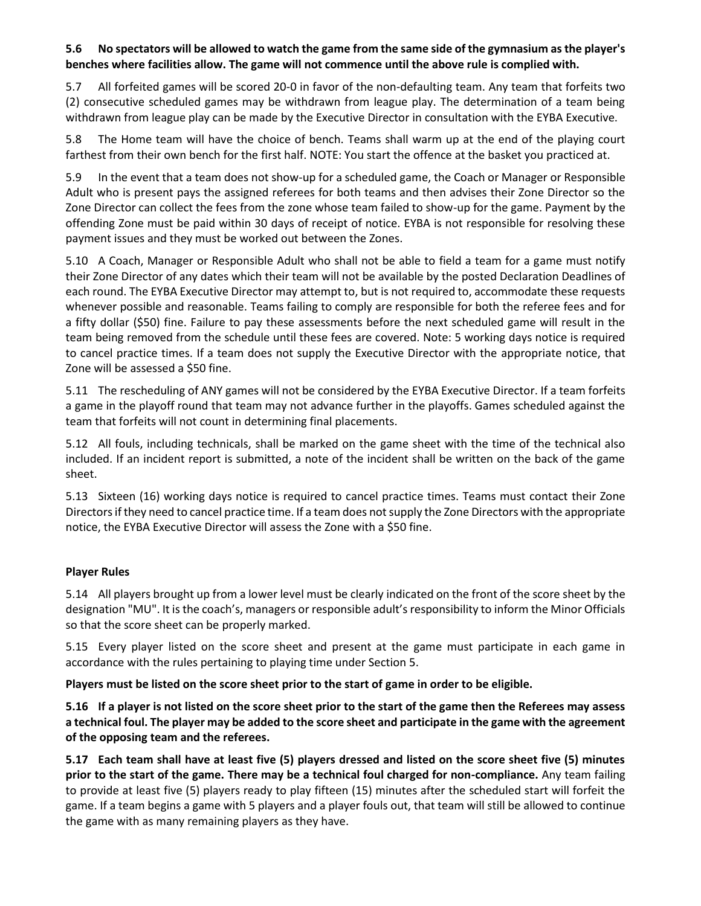**5.6 No spectators will be allowed to watch the game from the same side of the gymnasium as the player's benches where facilities allow. The game will not commence until the above rule is complied with.**

5.7 All forfeited games will be scored 20-0 in favor of the non-defaulting team. Any team that forfeits two (2) consecutive scheduled games may be withdrawn from league play. The determination of a team being withdrawn from league play can be made by the Executive Director in consultation with the EYBA Executive.

5.8 The Home team will have the choice of bench. Teams shall warm up at the end of the playing court farthest from their own bench for the first half. NOTE: You start the offence at the basket you practiced at.

5.9 In the event that a team does not show-up for a scheduled game, the Coach or Manager or Responsible Adult who is present pays the assigned referees for both teams and then advises their Zone Director so the Zone Director can collect the fees from the zone whose team failed to show-up for the game. Payment by the offending Zone must be paid within 30 days of receipt of notice. EYBA is not responsible for resolving these payment issues and they must be worked out between the Zones.

5.10 A Coach, Manager or Responsible Adult who shall not be able to field a team for a game must notify their Zone Director of any dates which their team will not be available by the posted Declaration Deadlines of each round. The EYBA Executive Director may attempt to, but is not required to, accommodate these requests whenever possible and reasonable. Teams failing to comply are responsible for both the referee fees and for a fifty dollar ($50) fine. Failure to pay these assessments before the next scheduled game will result in the team being removed from the schedule until these fees are covered. Note: 5 working days notice is required to cancel practice times. If a team does not supply the Executive Director with the appropriate notice, that Zone will be assessed a $50 fine.

5.11 The rescheduling of ANY games will not be considered by the EYBA Executive Director. If a team forfeits a game in the playoff round that team may not advance further in the playoffs. Games scheduled against the team that forfeits will not count in determining final placements.

5.12 All fouls, including technicals, shall be marked on the game sheet with the time of the technical also included. If an incident report is submitted, a note of the incident shall be written on the back of the game sheet.

5.13 Sixteen (16) working days notice is required to cancel practice times. Teams must contact their Zone Directors if they need to cancel practice time. If a team does not supply the Zone Directors with the appropriate notice, the EYBA Executive Director will assess the Zone with a $50 fine.

**Player Rules**

5.14 All players brought up from a lower level must be clearly indicated on the front of the score sheet by the designation "MU". It is the coach's, managers or responsible adult's responsibility to inform the Minor Officials so that the score sheet can be properly marked.

5.15 Every player listed on the score sheet and present at the game must participate in each game in accordance with the rules pertaining to playing time under Section 5.

**Players must be listed on the score sheet prior to the start of game in order to be eligible.**

**5.16 If a player is not listed on the score sheet prior to the start of the game then the Referees may assess a technical foul. The player may be added to the score sheet and participate in the game with the agreement of the opposing team and the referees.**

**5.17 Each team shall have at least five (5) players dressed and listed on the score sheet five (5) minutes prior to the start of the game. There may be a technical foul charged for non-compliance.** Any team failing to provide at least five (5) players ready to play fifteen (15) minutes after the scheduled start will forfeit the game. If a team begins a game with 5 players and a player fouls out, that team will still be allowed to continue the game with as many remaining players as they have.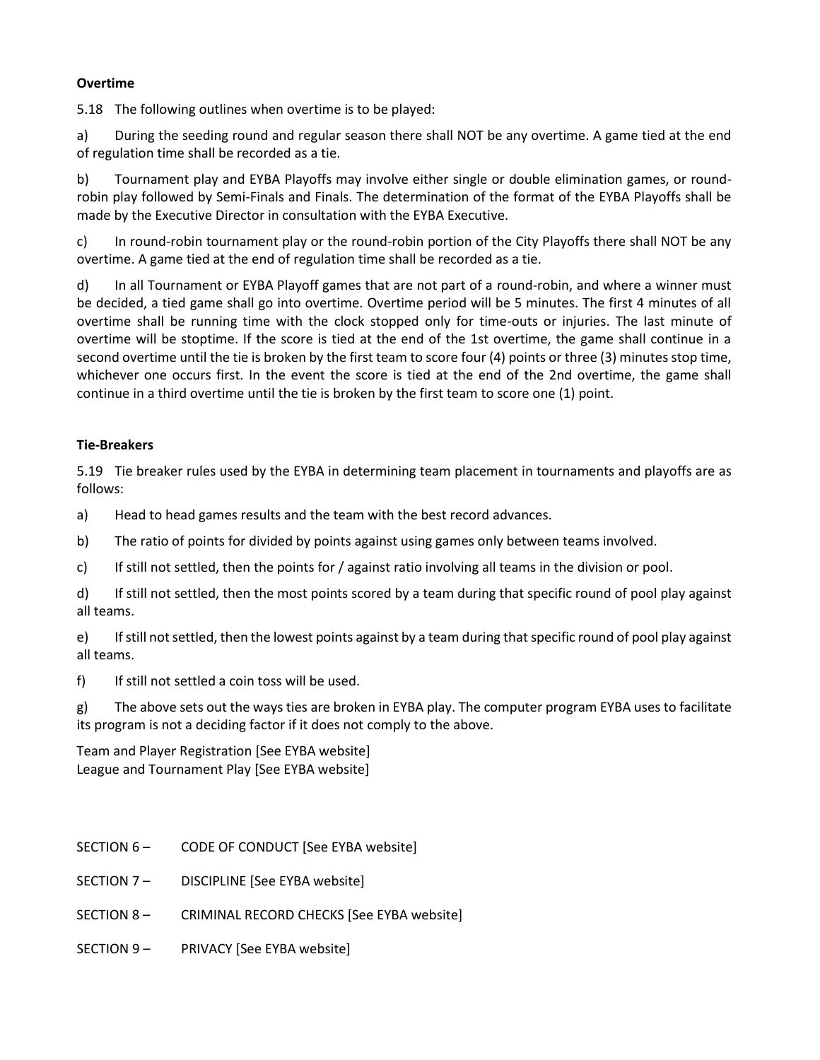**Overtime**

5.18 The following outlines when overtime is to be played:

a) During the seeding round and regular season there shall NOT be any overtime. A game tied at the end of regulation time shall be recorded as a tie.

b) Tournament play and EYBA Playoffs may involve either single or double elimination games, or round-robin play followed by Semi-Finals and Finals. The determination of the format of the EYBA Playoffs shall be made by the Executive Director in consultation with the EYBA Executive.

c) In round-robin tournament play or the round-robin portion of the City Playoffs there shall NOT be any overtime. A game tied at the end of regulation time shall be recorded as a tie.

d) In all Tournament or EYBA Playoff games that are not part of a round-robin, and where a winner must be decided, a tied game shall go into overtime. Overtime period will be 5 minutes. The first 4 minutes of all overtime shall be running time with the clock stopped only for time-outs or injuries. The last minute of overtime will be stoptime. If the score is tied at the end of the 1st overtime, the game shall continue in a second overtime until the tie is broken by the first team to score four (4) points or three (3) minutes stop time, whichever one occurs first. In the event the score is tied at the end of the 2nd overtime, the game shall continue in a third overtime until the tie is broken by the first team to score one (1) point.

**Tie-Breakers**

5.19 Tie breaker rules used by the EYBA in determining team placement in tournaments and playoffs are as follows:

a) Head to head games results and the team with the best record advances.

b) The ratio of points for divided by points against using games only between teams involved.

c) If still not settled, then the points for / against ratio involving all teams in the division or pool.

d) If still not settled, then the most points scored by a team during that specific round of pool play against all teams.

e) If still not settled, then the lowest points against by a team during that specific round of pool play against all teams.

f) If still not settled a coin toss will be used.

g) The above sets out the ways ties are broken in EYBA play. The computer program EYBA uses to facilitate its program is not a deciding factor if it does not comply to the above.

Team and Player Registration [See EYBA website]
League and Tournament Play [See EYBA website]

SECTION 6 – CODE OF CONDUCT [See EYBA website]

SECTION 7 – DISCIPLINE [See EYBA website]

SECTION 8 – CRIMINAL RECORD CHECKS [See EYBA website]

SECTION 9 – PRIVACY [See EYBA website]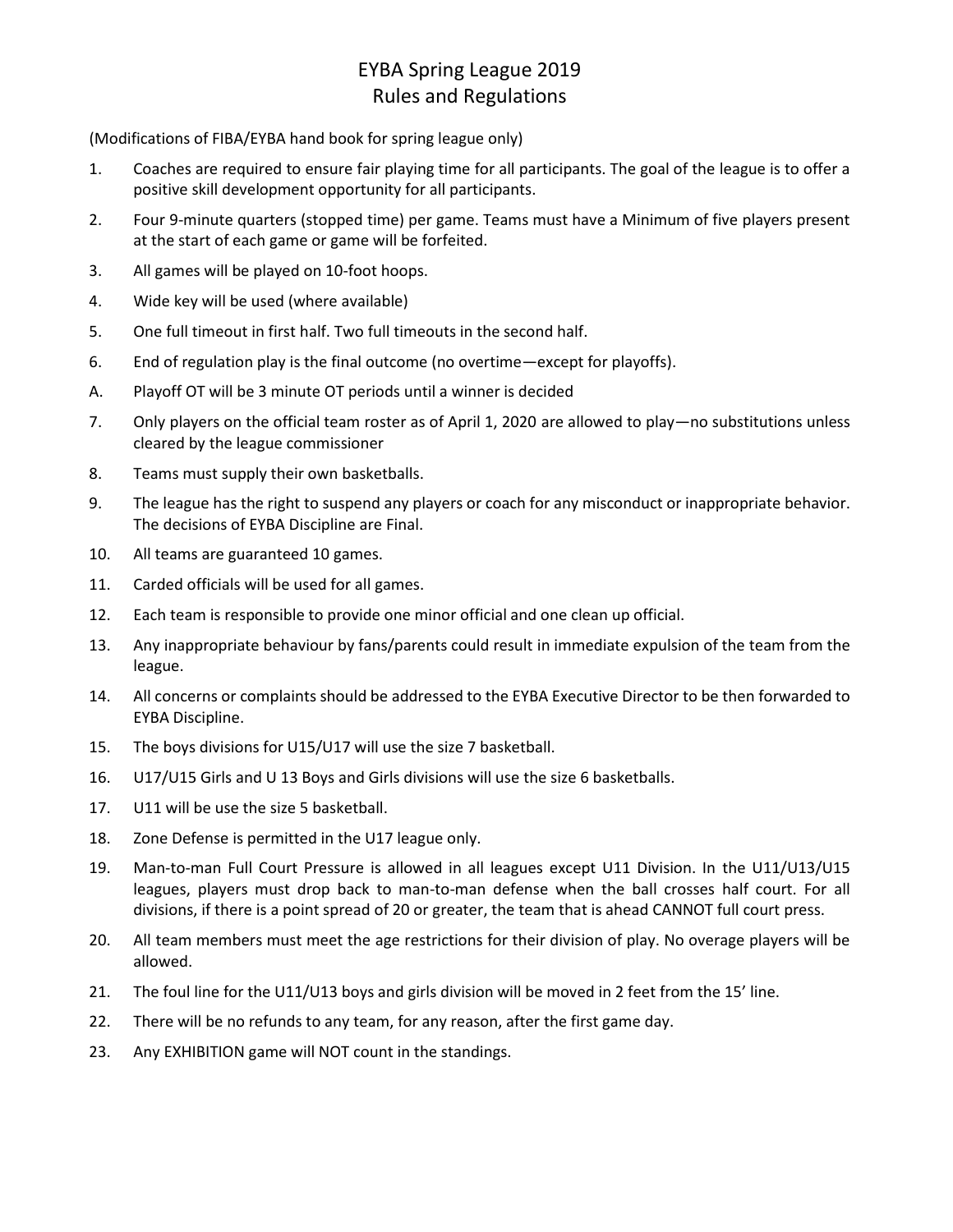# EYBA Spring League 2019
# Rules and Regulations

(Modifications of FIBA/EYBA hand book for spring league only)

1. Coaches are required to ensure fair playing time for all participants. The goal of the league is to offer a positive skill development opportunity for all participants.
2. Four 9-minute quarters (stopped time) per game. Teams must have a Minimum of five players present at the start of each game or game will be forfeited.
3. All games will be played on 10-foot hoops.
4. Wide key will be used (where available)
5. One full timeout in first half. Two full timeouts in the second half.
6. End of regulation play is the final outcome (no overtime—except for playoffs).

A. Playoff OT will be 3 minute OT periods until a winner is decided

7. Only players on the official team roster as of April 1, 2020 are allowed to play—no substitutions unless cleared by the league commissioner
8. Teams must supply their own basketballs.
9. The league has the right to suspend any players or coach for any misconduct or inappropriate behavior. The decisions of EYBA Discipline are Final.
10. All teams are guaranteed 10 games.
11. Carded officials will be used for all games.
12. Each team is responsible to provide one minor official and one clean up official.
13. Any inappropriate behaviour by fans/parents could result in immediate expulsion of the team from the league.
14. All concerns or complaints should be addressed to the EYBA Executive Director to be then forwarded to EYBA Discipline.
15. The boys divisions for U15/U17 will use the size 7 basketball.
16. U17/U15 Girls and U 13 Boys and Girls divisions will use the size 6 basketballs.
17. U11 will be use the size 5 basketball.
18. Zone Defense is permitted in the U17 league only.
19. Man-to-man Full Court Pressure is allowed in all leagues except U11 Division. In the U11/U13/U15 leagues, players must drop back to man-to-man defense when the ball crosses half court. For all divisions, if there is a point spread of 20 or greater, the team that is ahead CANNOT full court press.
20. All team members must meet the age restrictions for their division of play. No overage players will be allowed.
21. The foul line for the U11/U13 boys and girls division will be moved in 2 feet from the 15' line.
22. There will be no refunds to any team, for any reason, after the first game day.
23. Any EXHIBITION game will NOT count in the standings.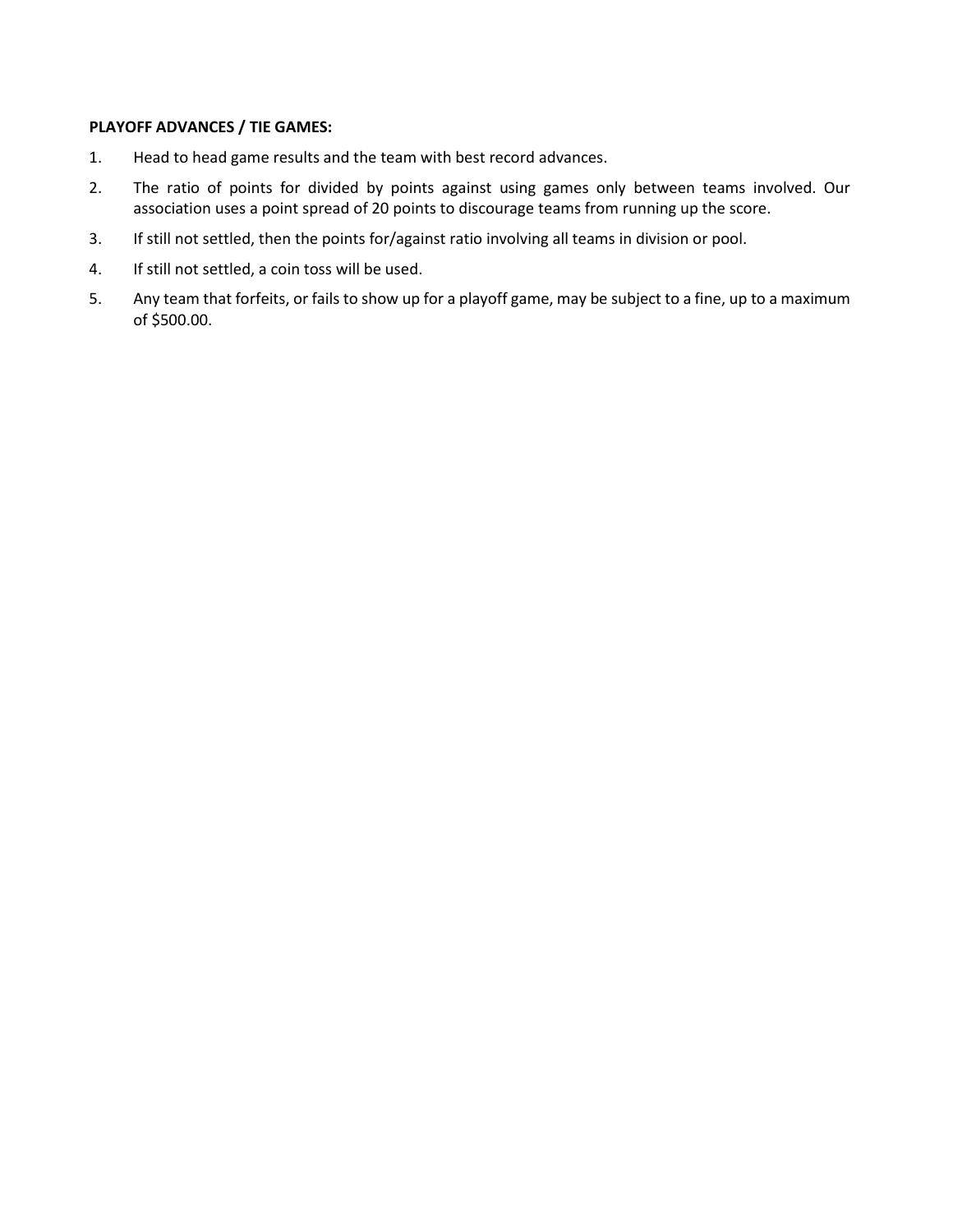**PLAYOFF ADVANCES / TIE GAMES:**

1. Head to head game results and the team with best record advances.
2. The ratio of points for divided by points against using games only between teams involved. Our association uses a point spread of 20 points to discourage teams from running up the score.
3. If still not settled, then the points for/against ratio involving all teams in division or pool.
4. If still not settled, a coin toss will be used.
5. Any team that forfeits, or fails to show up for a playoff game, may be subject to a fine, up to a maximum of $500.00.